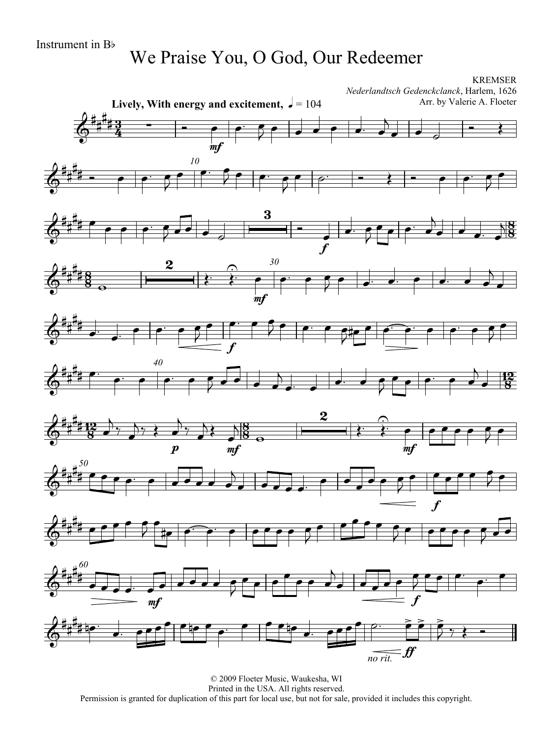Instrument in B♭

# We Praise You, O God, Our Redeemer

KREMSER
*Nederlandtsch Gedenckclanck*, Harlem, 1626
Arr. by Valerie A. Floeter

**Lively, With energy and excitement,** ♩ = 104

© 2009 Floeter Music, Waukesha, WI
Printed in the USA. All rights reserved.
Permission is granted for duplication of this part for local use, but not for sale, provided it includes this copyright.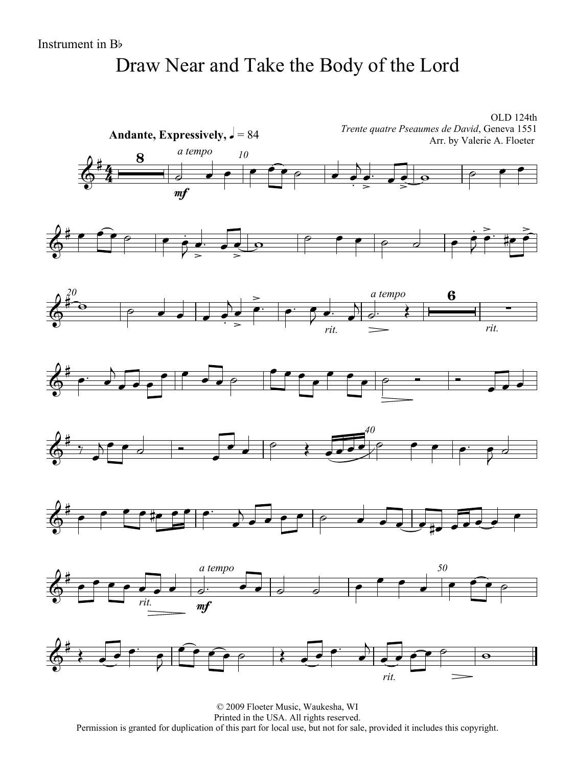Instrument in B♭

# Draw Near and Take the Body of the Lord

OLD 124th
*Trente quatre Pseaumes de David*, Geneva 1551
Arr. by Valerie A. Floeter

**Andante, Expressively,** ♩ = 84

© 2009 Floeter Music, Waukesha, WI
Printed in the USA. All rights reserved.
Permission is granted for duplication of this part for local use, but not for sale, provided it includes this copyright.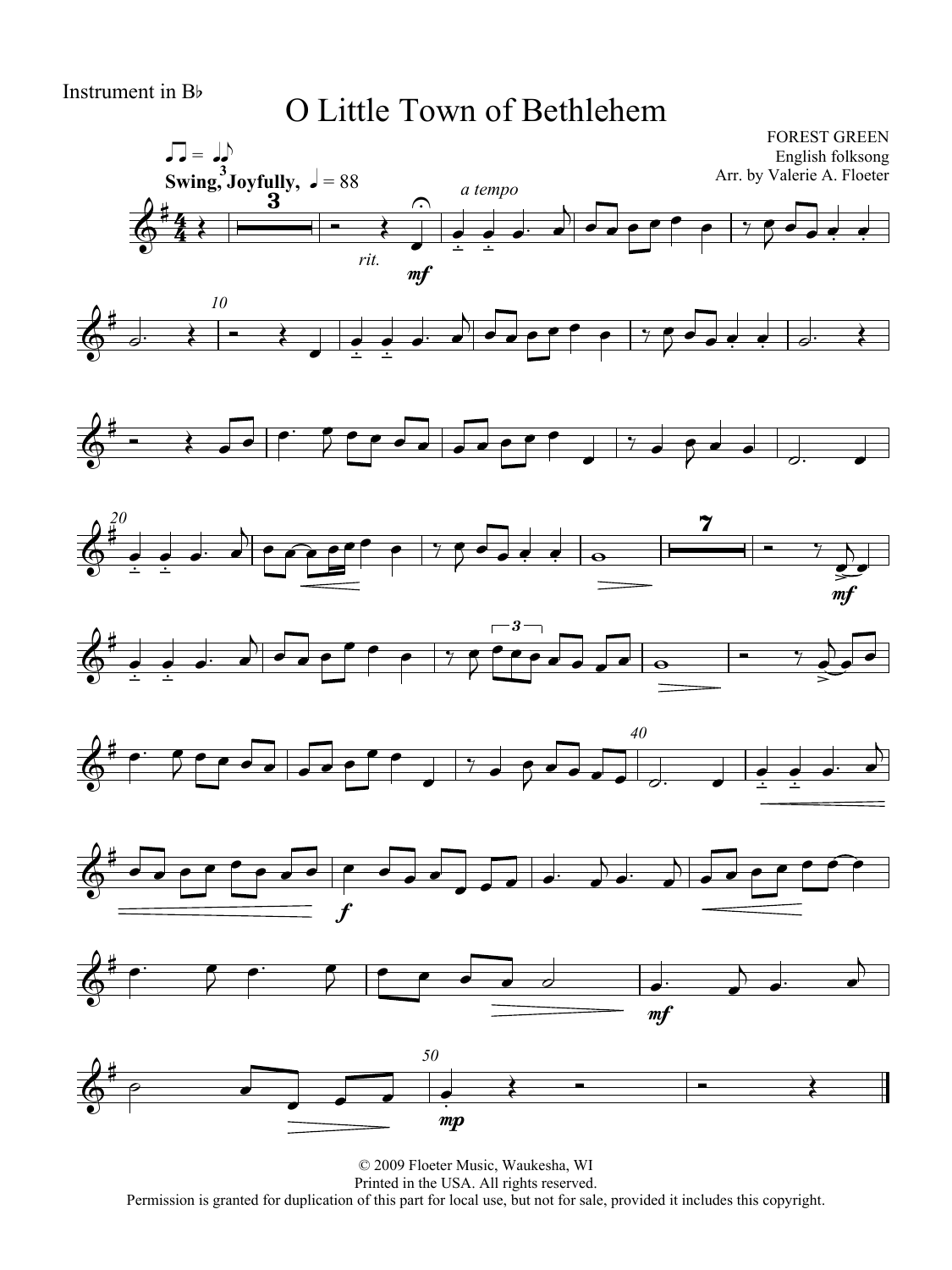Instrument in B♭

# O Little Town of Bethlehem

FOREST GREEN
English folksong
Arr. by Valerie A. Floeter

**Swing, Joyfully,** ♩ = 88

© 2009 Floeter Music, Waukesha, WI
Printed in the USA. All rights reserved.
Permission is granted for duplication of this part for local use, but not for sale, provided it includes this copyright.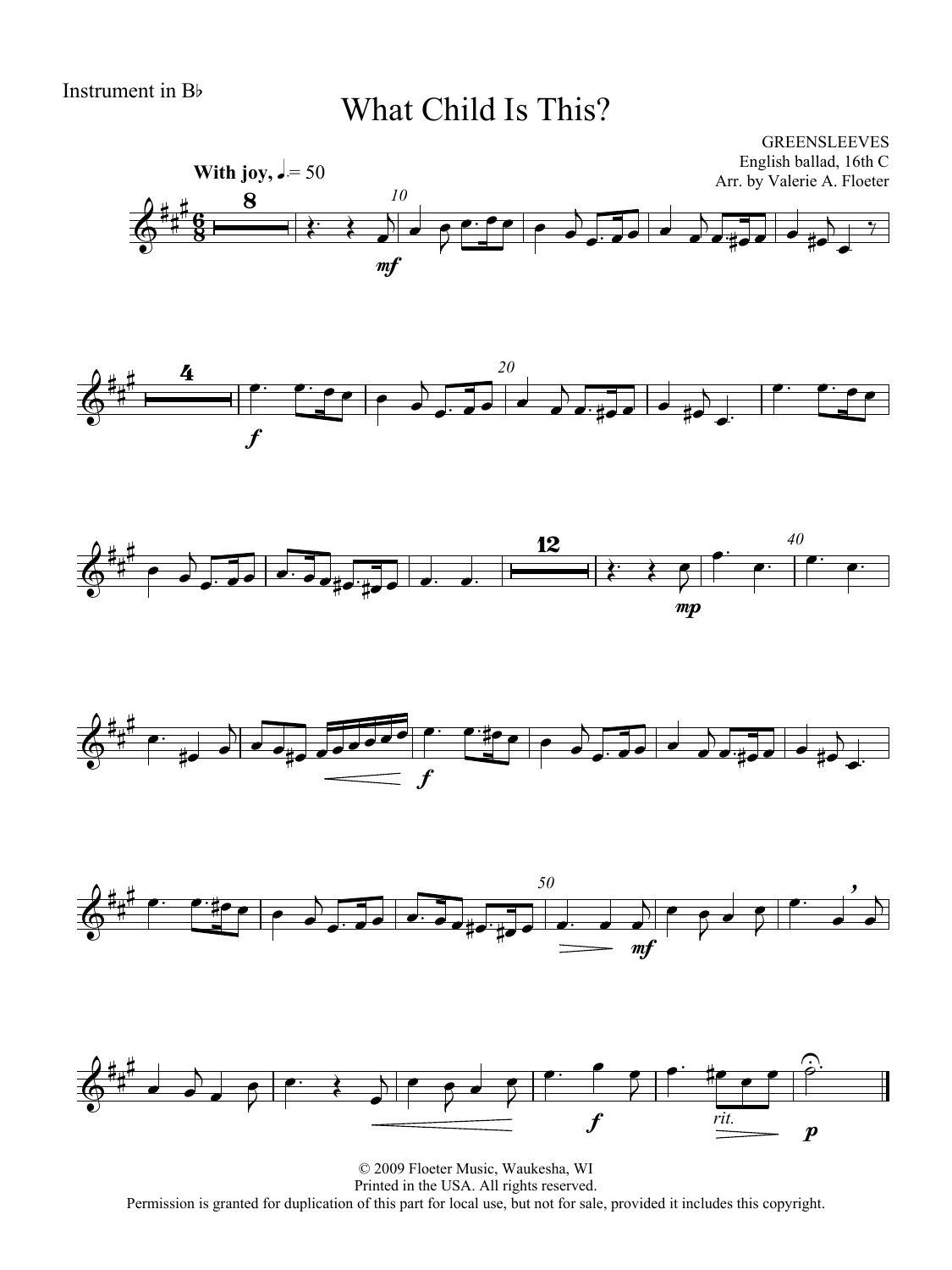Instrument in B♭

# What Child Is This?

GREENSLEEVES
English ballad, 16th C
Arr. by Valerie A. Floeter

**With joy,** ♩. = 50

© 2009 Floeter Music, Waukesha, WI
Printed in the USA. All rights reserved.
Permission is granted for duplication of this part for local use, but not for sale, provided it includes this copyright.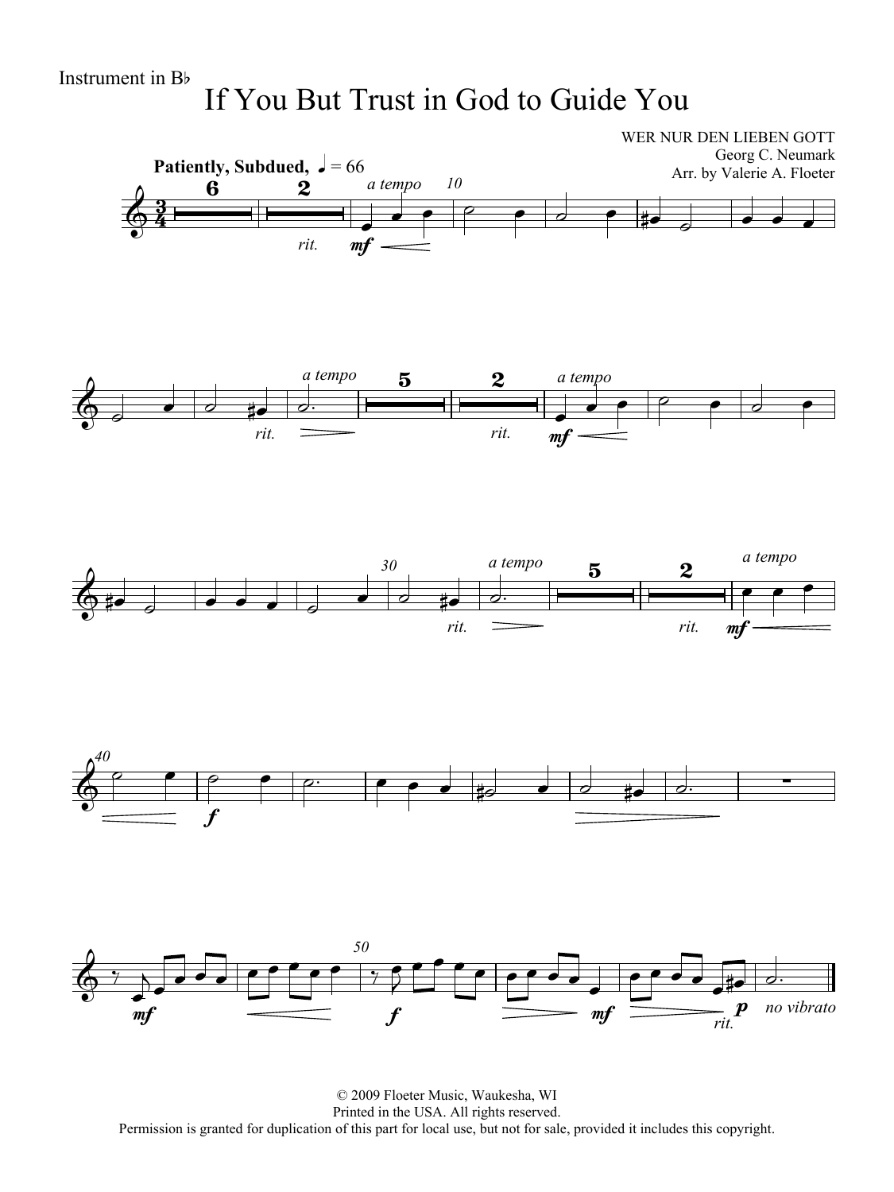Instrument in B♭

# If You But Trust in God to Guide You

WER NUR DEN LIEBEN GOTT
Georg C. Neumark
Arr. by Valerie A. Floeter

**Patiently, Subdued,** ♩ = 66

© 2009 Floeter Music, Waukesha, WI
Printed in the USA. All rights reserved.
Permission is granted for duplication of this part for local use, but not for sale, provided it includes this copyright.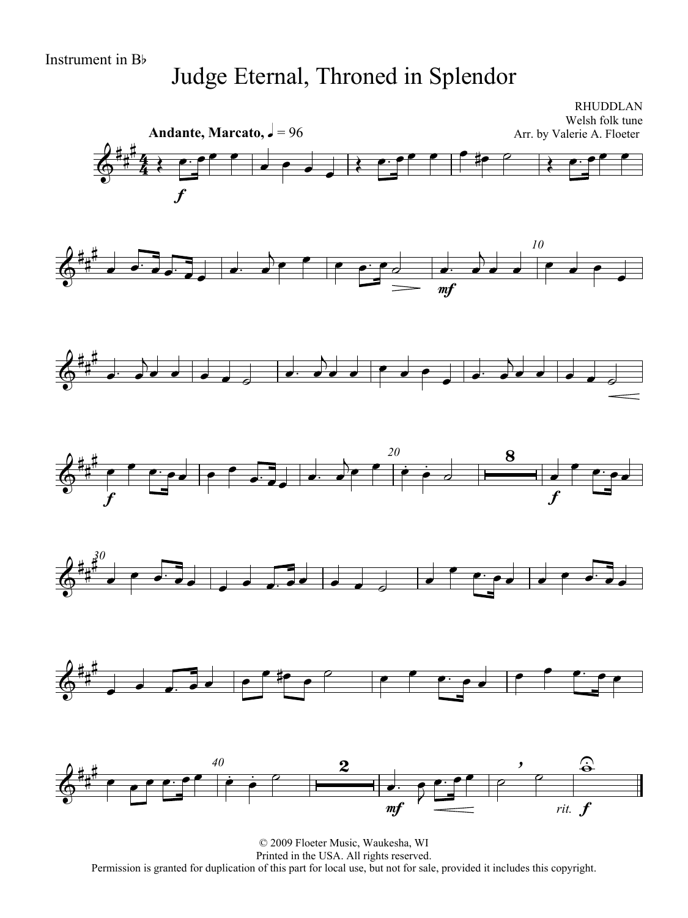Instrument in B♭

# Judge Eternal, Throned in Splendor

RHUDDLAN
Welsh folk tune
Arr. by Valerie A. Floeter

**Andante, Marcato,** ♩ = 96

© 2009 Floeter Music, Waukesha, WI
Printed in the USA. All rights reserved.
Permission is granted for duplication of this part for local use, but not for sale, provided it includes this copyright.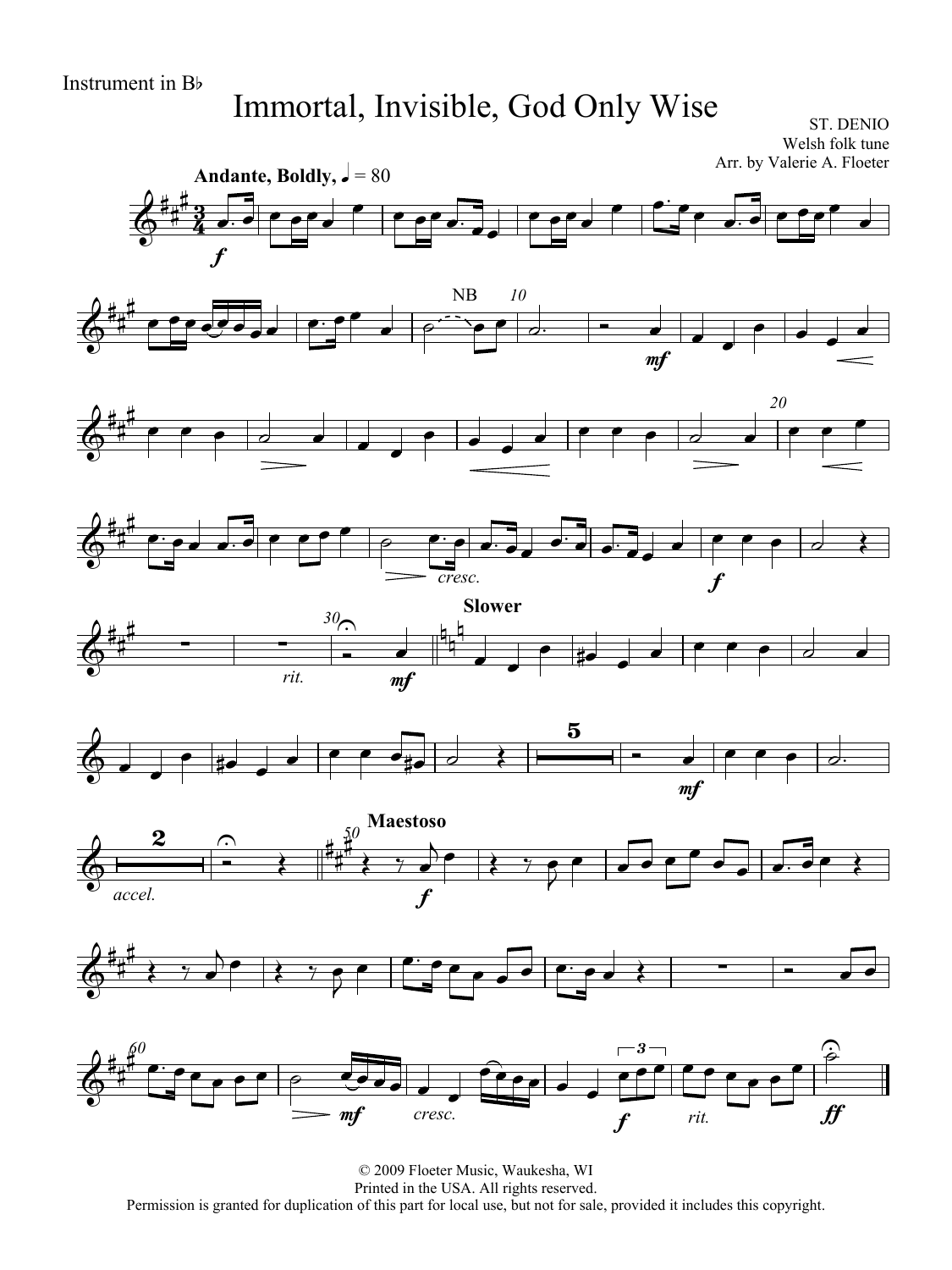Instrument in B♭

# Immortal, Invisible, God Only Wise

ST. DENIO
Welsh folk tune
Arr. by Valerie A. Floeter

**Andante, Boldly,** ♩ = 80

© 2009 Floeter Music, Waukesha, WI
Printed in the USA. All rights reserved.
Permission is granted for duplication of this part for local use, but not for sale, provided it includes this copyright.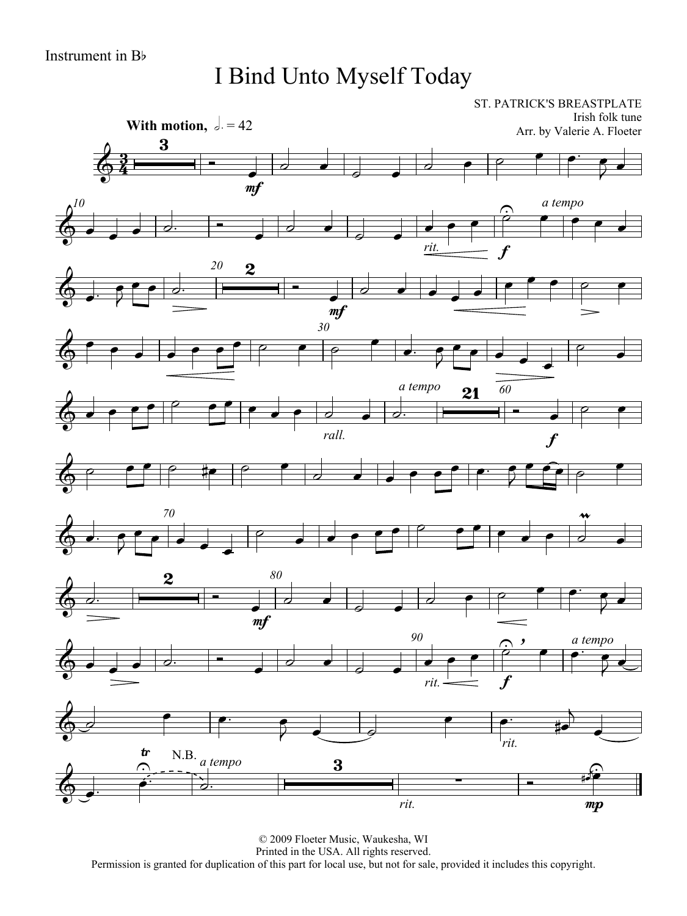Instrument in B♭

# I Bind Unto Myself Today

ST. PATRICK'S BREASTPLATE
Irish folk tune
Arr. by Valerie A. Floeter

**With motion,** 𝅗𝅥. = 42

© 2009 Floeter Music, Waukesha, WI
Printed in the USA. All rights reserved.
Permission is granted for duplication of this part for local use, but not for sale, provided it includes this copyright.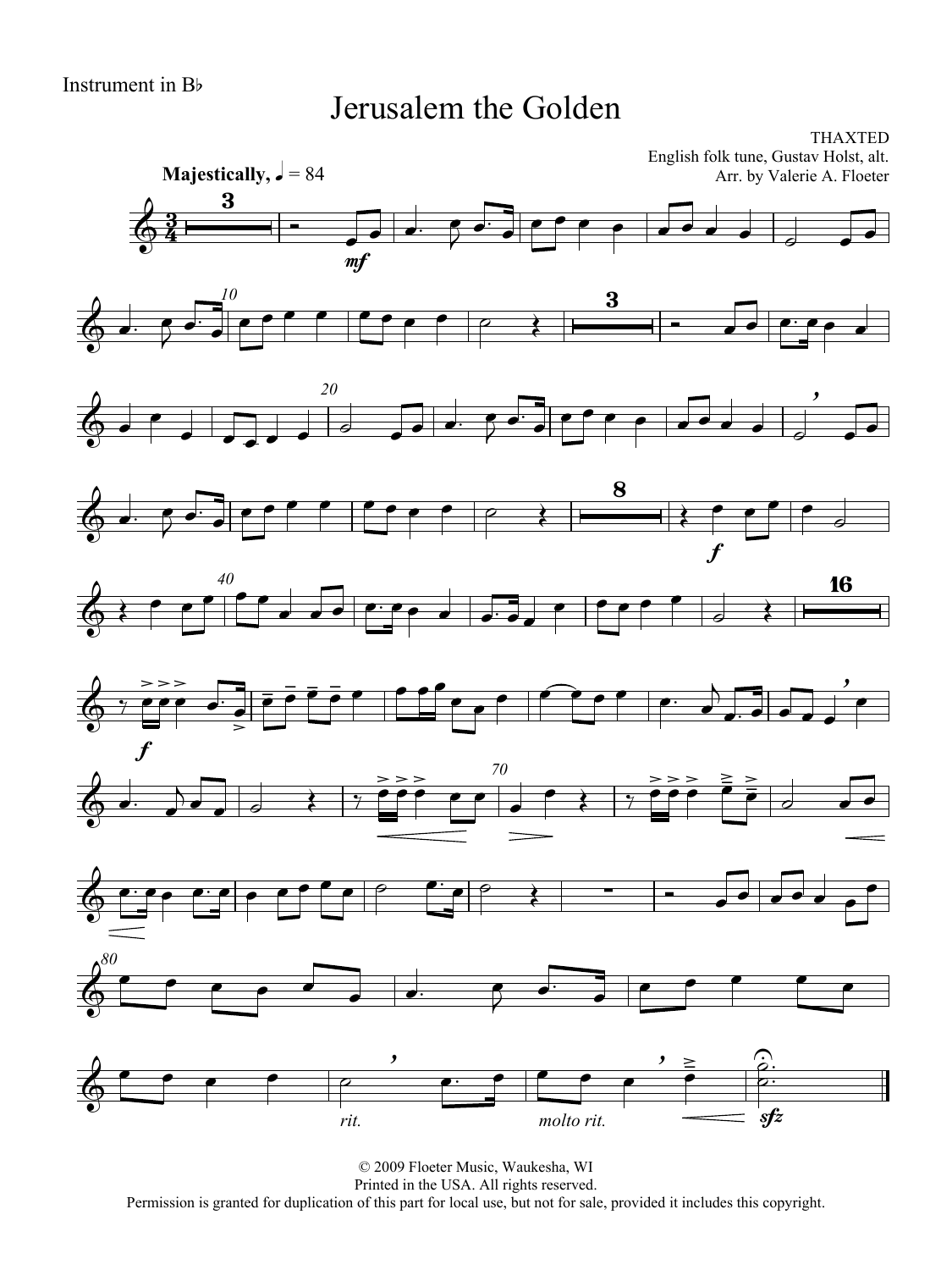Instrument in B♭

# Jerusalem the Golden

THAXTED
English folk tune, Gustav Holst, alt.
Arr. by Valerie A. Floeter

**Majestically,** ♩ = 84

*rit.* *molto rit.*

© 2009 Floeter Music, Waukesha, WI
Printed in the USA. All rights reserved.
Permission is granted for duplication of this part for local use, but not for sale, provided it includes this copyright.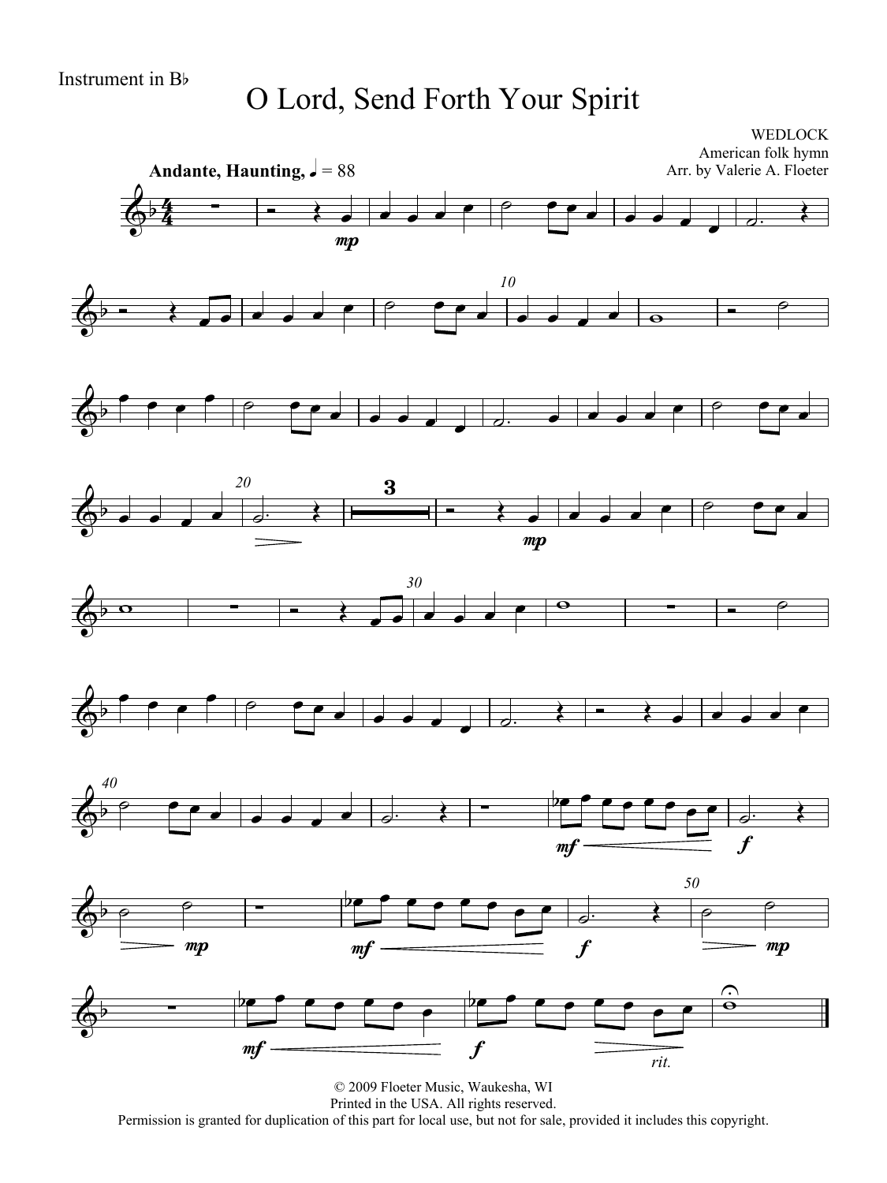Instrument in B♭

# O Lord, Send Forth Your Spirit

WEDLOCK
American folk hymn
Arr. by Valerie A. Floeter

**Andante, Haunting,** ♩ = 88

© 2009 Floeter Music, Waukesha, WI
Printed in the USA. All rights reserved.
Permission is granted for duplication of this part for local use, but not for sale, provided it includes this copyright.